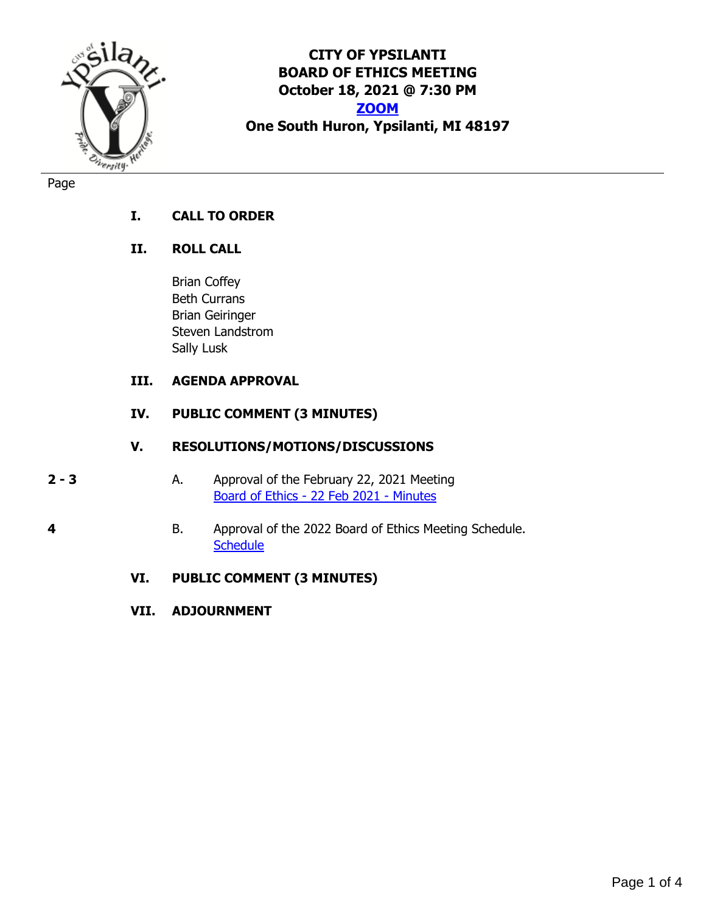# CITY OF YPSILANTI
## BOARD OF ETHICS MEETING
**October 18, 2021 @ 7:30 PM**

**ZOOM**

**One South Huron, Ypsilanti, MI 48197**

Page

**I. CALL TO ORDER**

**II. ROLL CALL**

Brian Coffey
Beth Currans
Brian Geiringer
Steven Landstrom
Sally Lusk

**III. AGENDA APPROVAL**

**IV. PUBLIC COMMENT (3 MINUTES)**

**V. RESOLUTIONS/MOTIONS/DISCUSSIONS**

**2 - 3** A. Approval of the February 22, 2021 Meeting
Board of Ethics - 22 Feb 2021 - Minutes

**4** B. Approval of the 2022 Board of Ethics Meeting Schedule.
Schedule

**VI. PUBLIC COMMENT (3 MINUTES)**

**VII. ADJOURNMENT**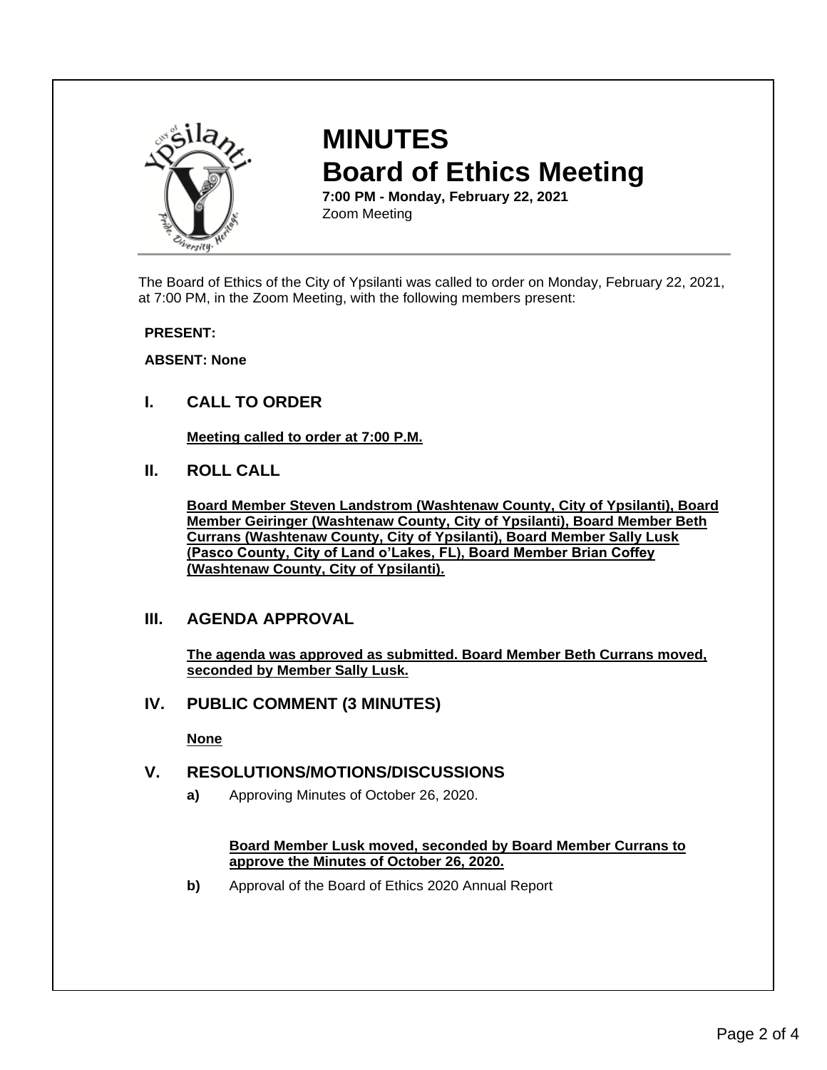# MINUTES

# Board of Ethics Meeting

**7:00 PM - Monday, February 22, 2021**
Zoom Meeting

The Board of Ethics of the City of Ypsilanti was called to order on Monday, February 22, 2021, at 7:00 PM, in the Zoom Meeting, with the following members present:

**PRESENT:**

**ABSENT: None**

## I. CALL TO ORDER

**Meeting called to order at 7:00 P.M.**

## II. ROLL CALL

**Board Member Steven Landstrom (Washtenaw County, City of Ypsilanti), Board Member Geiringer (Washtenaw County, City of Ypsilanti), Board Member Beth Currans (Washtenaw County, City of Ypsilanti), Board Member Sally Lusk (Pasco County, City of Land o'Lakes, FL), Board Member Brian Coffey (Washtenaw County, City of Ypsilanti).**

## III. AGENDA APPROVAL

**The agenda was approved as submitted. Board Member Beth Currans moved, seconded by Member Sally Lusk.**

## IV. PUBLIC COMMENT (3 MINUTES)

**None**

## V. RESOLUTIONS/MOTIONS/DISCUSSIONS

**a)** Approving Minutes of October 26, 2020.

**Board Member Lusk moved, seconded by Board Member Currans to approve the Minutes of October 26, 2020.**

**b)** Approval of the Board of Ethics 2020 Annual Report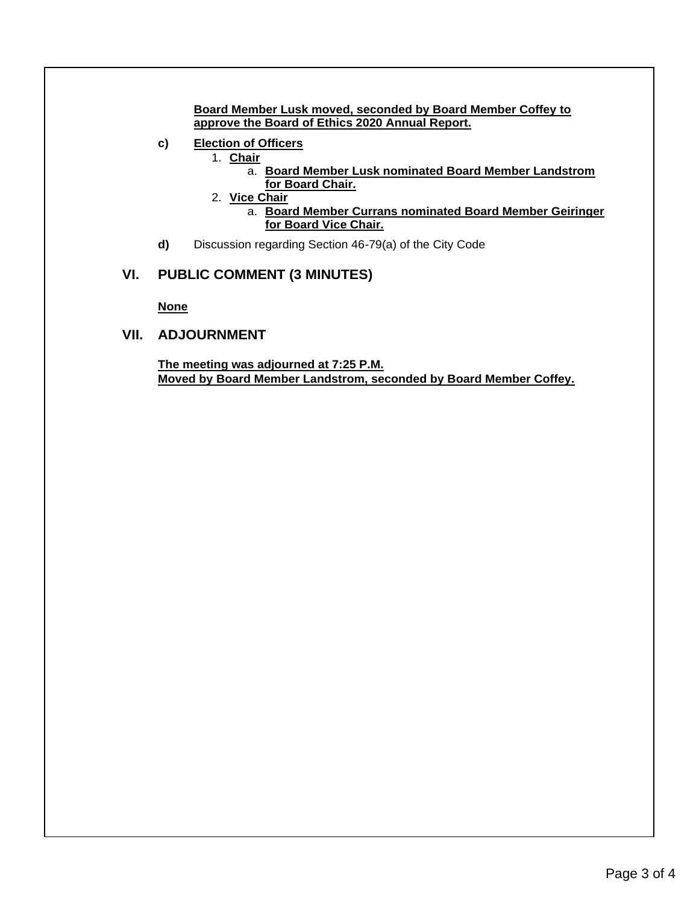**Board Member Lusk moved, seconded by Board Member Coffey to approve the Board of Ethics 2020 Annual Report.**

**c) Election of Officers**

1. **Chair**
   a. **Board Member Lusk nominated Board Member Landstrom for Board Chair.**
2. **Vice Chair**
   a. **Board Member Currans nominated Board Member Geiringer for Board Vice Chair.**

**d)** Discussion regarding Section 46-79(a) of the City Code

## VI. PUBLIC COMMENT (3 MINUTES)

**None**

## VII. ADJOURNMENT

**The meeting was adjourned at 7:25 P.M.**
**Moved by Board Member Landstrom, seconded by Board Member Coffey.**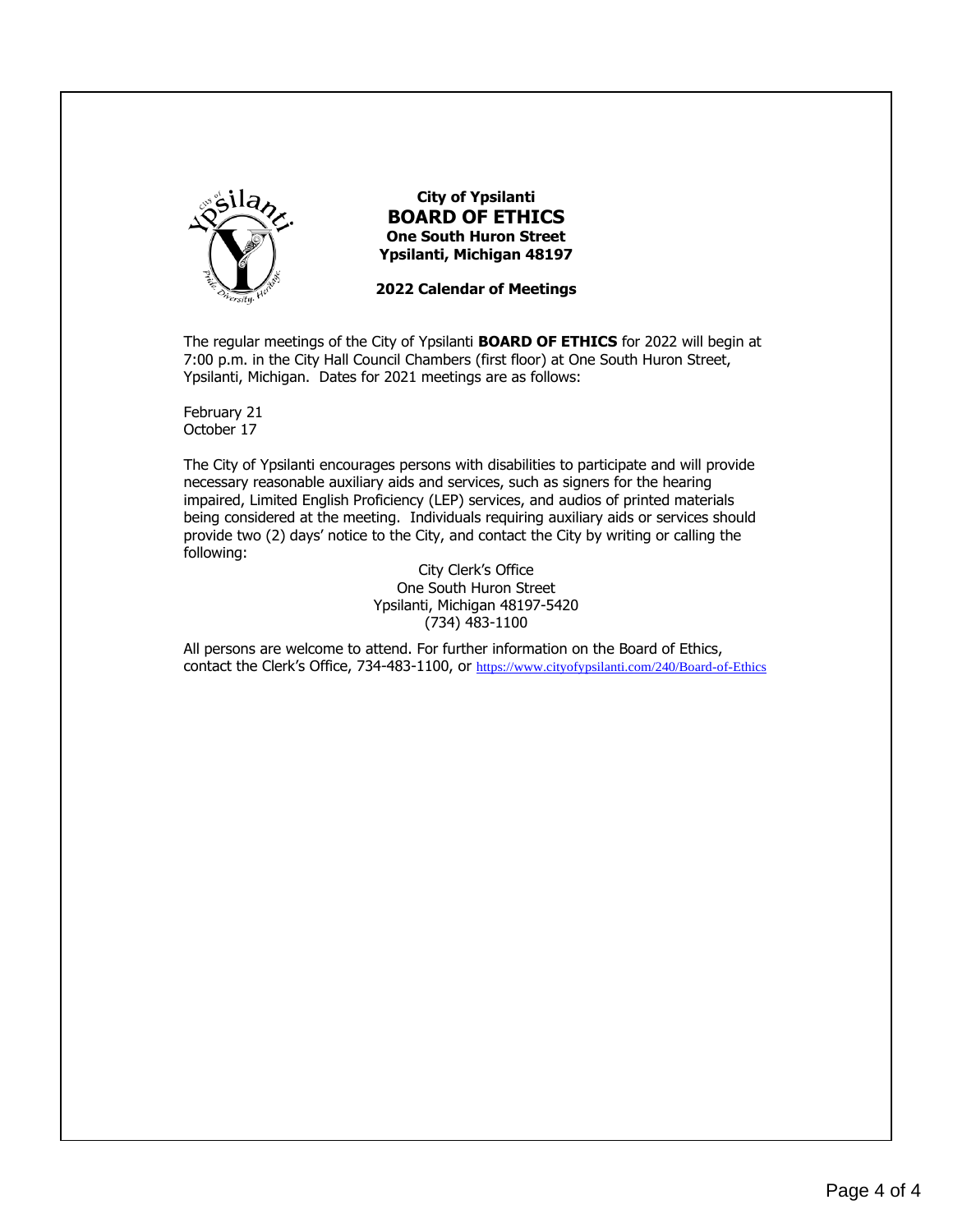**City of Ypsilanti**
## BOARD OF ETHICS
**One South Huron Street**
**Ypsilanti, Michigan 48197**

**2022 Calendar of Meetings**

The regular meetings of the City of Ypsilanti **BOARD OF ETHICS** for 2022 will begin at 7:00 p.m. in the City Hall Council Chambers (first floor) at One South Huron Street, Ypsilanti, Michigan. Dates for 2021 meetings are as follows:

February 21
October 17

The City of Ypsilanti encourages persons with disabilities to participate and will provide necessary reasonable auxiliary aids and services, such as signers for the hearing impaired, Limited English Proficiency (LEP) services, and audios of printed materials being considered at the meeting. Individuals requiring auxiliary aids or services should provide two (2) days' notice to the City, and contact the City by writing or calling the following:

City Clerk's Office
One South Huron Street
Ypsilanti, Michigan 48197-5420
(734) 483-1100

All persons are welcome to attend. For further information on the Board of Ethics, contact the Clerk's Office, 734-483-1100, or https://www.cityofypsilanti.com/240/Board-of-Ethics